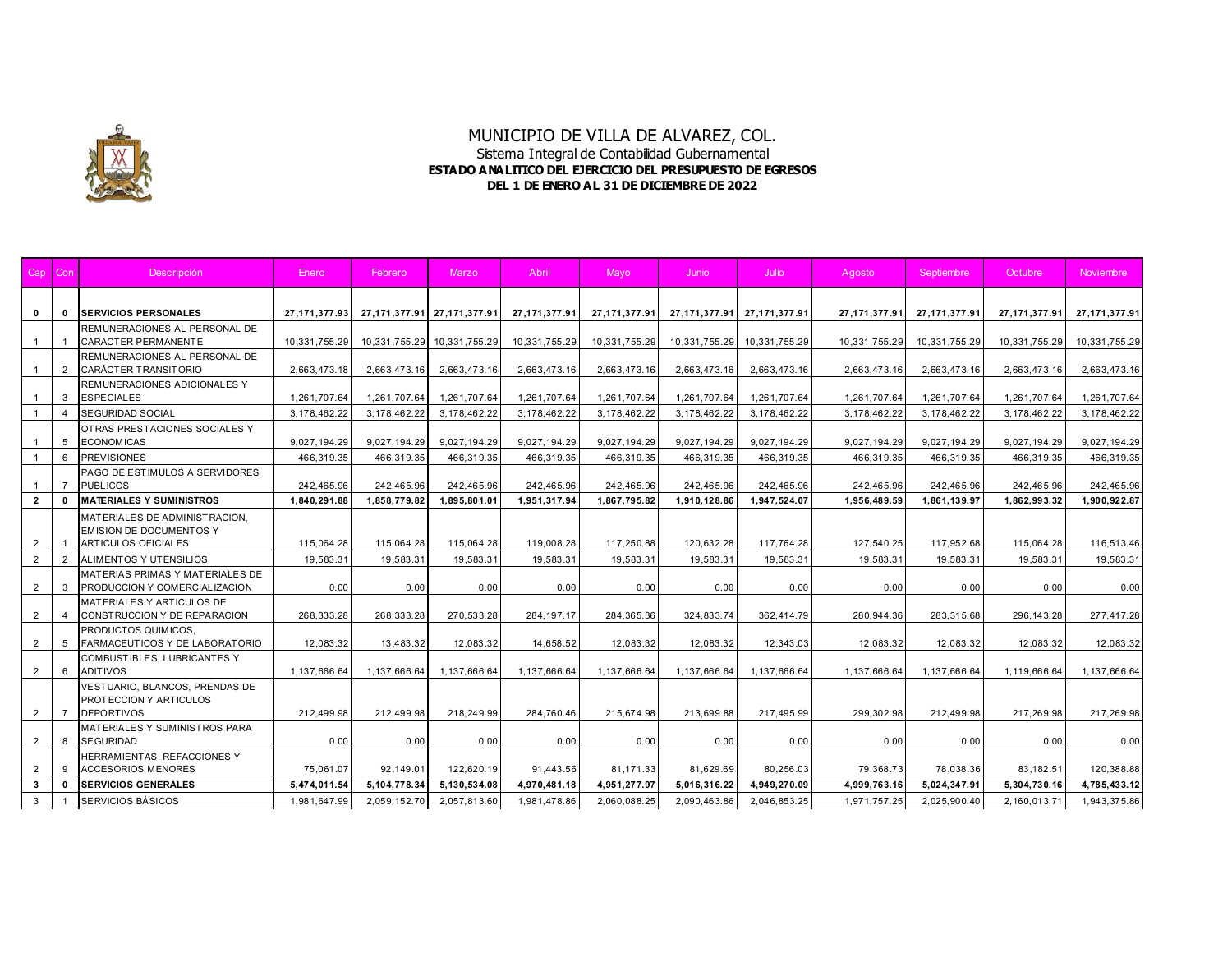# MUNICIPIO DE VILLA DE ALVAREZ, COL.

Sistema Integral de Contabilidad Gubernamental

**ESTADO ANALITICO DEL EJERCICIO DEL PRESUPUESTO DE EGRESOS**

**DEL 1 DE ENERO AL 31 DE DICIEMBRE DE 2022**

| Cap | Con | Descripción | Enero | Febrero | Marzo | Abril | Mayo | Junio | Julio | Agosto | Septiembre | Octubre | Noviembre |
|---|---|---|---|---|---|---|---|---|---|---|---|---|---|
| **0** | **0** | **SERVICIOS PERSONALES** | **27,171,377.93** | **27,171,377.91** | **27,171,377.91** | **27,171,377.91** | **27,171,377.91** | **27,171,377.91** | **27,171,377.91** | **27,171,377.91** | **27,171,377.91** | **27,171,377.91** | **27,171,377.91** |
| 1 | 1 | REMUNERACIONES AL PERSONAL DE CARACTER PERMANENTE | 10,331,755.29 | 10,331,755.29 | 10,331,755.29 | 10,331,755.29 | 10,331,755.29 | 10,331,755.29 | 10,331,755.29 | 10,331,755.29 | 10,331,755.29 | 10,331,755.29 | 10,331,755.29 |
| 1 | 2 | REMUNERACIONES AL PERSONAL DE CARÁCTER TRANSITORIO | 2,663,473.18 | 2,663,473.16 | 2,663,473.16 | 2,663,473.16 | 2,663,473.16 | 2,663,473.16 | 2,663,473.16 | 2,663,473.16 | 2,663,473.16 | 2,663,473.16 | 2,663,473.16 |
| 1 | 3 | REMUNERACIONES ADICIONALES Y ESPECIALES | 1,261,707.64 | 1,261,707.64 | 1,261,707.64 | 1,261,707.64 | 1,261,707.64 | 1,261,707.64 | 1,261,707.64 | 1,261,707.64 | 1,261,707.64 | 1,261,707.64 | 1,261,707.64 |
| 1 | 4 | SEGURIDAD SOCIAL | 3,178,462.22 | 3,178,462.22 | 3,178,462.22 | 3,178,462.22 | 3,178,462.22 | 3,178,462.22 | 3,178,462.22 | 3,178,462.22 | 3,178,462.22 | 3,178,462.22 | 3,178,462.22 |
| 1 | 5 | OTRAS PRESTACIONES SOCIALES Y ECONOMICAS | 9,027,194.29 | 9,027,194.29 | 9,027,194.29 | 9,027,194.29 | 9,027,194.29 | 9,027,194.29 | 9,027,194.29 | 9,027,194.29 | 9,027,194.29 | 9,027,194.29 | 9,027,194.29 |
| 1 | 6 | PREVISIONES | 466,319.35 | 466,319.35 | 466,319.35 | 466,319.35 | 466,319.35 | 466,319.35 | 466,319.35 | 466,319.35 | 466,319.35 | 466,319.35 | 466,319.35 |
| 1 | 7 | PAGO DE ESTIMULOS A SERVIDORES PUBLICOS | 242,465.96 | 242,465.96 | 242,465.96 | 242,465.96 | 242,465.96 | 242,465.96 | 242,465.96 | 242,465.96 | 242,465.96 | 242,465.96 | 242,465.96 |
| **2** | **0** | **MATERIALES Y SUMINISTROS** | **1,840,291.88** | **1,858,779.82** | **1,895,801.01** | **1,951,317.94** | **1,867,795.82** | **1,910,128.86** | **1,947,524.07** | **1,956,489.59** | **1,861,139.97** | **1,862,993.32** | **1,900,922.87** |
| 2 | 1 | MATERIALES DE ADMINISTRACION, EMISION DE DOCUMENTOS Y ARTICULOS OFICIALES | 115,064.28 | 115,064.28 | 115,064.28 | 119,008.28 | 117,250.88 | 120,632.28 | 117,764.28 | 127,540.25 | 117,952.68 | 115,064.28 | 116,513.46 |
| 2 | 2 | ALIMENTOS Y UTENSILIOS | 19,583.31 | 19,583.31 | 19,583.31 | 19,583.31 | 19,583.31 | 19,583.31 | 19,583.31 | 19,583.31 | 19,583.31 | 19,583.31 | 19,583.31 |
| 2 | 3 | MATERIAS PRIMAS Y MATERIALES DE PRODUCCION Y COMERCIALIZACION | 0.00 | 0.00 | 0.00 | 0.00 | 0.00 | 0.00 | 0.00 | 0.00 | 0.00 | 0.00 | 0.00 |
| 2 | 4 | MATERIALES Y ARTICULOS DE CONSTRUCCION Y DE REPARACION | 268,333.28 | 268,333.28 | 270,533.28 | 284,197.17 | 284,365.36 | 324,833.74 | 362,414.79 | 280,944.36 | 283,315.68 | 296,143.28 | 277,417.28 |
| 2 | 5 | PRODUCTOS QUIMICOS, FARMACEUTICOS Y DE LABORATORIO | 12,083.32 | 13,483.32 | 12,083.32 | 14,658.52 | 12,083.32 | 12,083.32 | 12,343.03 | 12,083.32 | 12,083.32 | 12,083.32 | 12,083.32 |
| 2 | 6 | COMBUSTIBLES, LUBRICANTES Y ADITIVOS | 1,137,666.64 | 1,137,666.64 | 1,137,666.64 | 1,137,666.64 | 1,137,666.64 | 1,137,666.64 | 1,137,666.64 | 1,137,666.64 | 1,137,666.64 | 1,119,666.64 | 1,137,666.64 |
| 2 | 7 | VESTUARIO, BLANCOS, PRENDAS DE PROTECCION Y ARTICULOS DEPORTIVOS | 212,499.98 | 212,499.98 | 218,249.99 | 284,760.46 | 215,674.98 | 213,699.88 | 217,495.99 | 299,302.98 | 212,499.98 | 217,269.98 | 217,269.98 |
| 2 | 8 | MATERIALES Y SUMINISTROS PARA SEGURIDAD | 0.00 | 0.00 | 0.00 | 0.00 | 0.00 | 0.00 | 0.00 | 0.00 | 0.00 | 0.00 | 0.00 |
| 2 | 9 | HERRAMIENTAS, REFACCIONES Y ACCESORIOS MENORES | 75,061.07 | 92,149.01 | 122,620.19 | 91,443.56 | 81,171.33 | 81,629.69 | 80,256.03 | 79,368.73 | 78,038.36 | 83,182.51 | 120,388.88 |
| **3** | **0** | **SERVICIOS GENERALES** | **5,474,011.54** | **5,104,778.34** | **5,130,534.08** | **4,970,481.18** | **4,951,277.97** | **5,016,316.22** | **4,949,270.09** | **4,999,763.16** | **5,024,347.91** | **5,304,730.16** | **4,785,433.12** |
| 3 | 1 | SERVICIOS BÁSICOS | 1,981,647.99 | 2,059,152.70 | 2,057,813.60 | 1,981,478.86 | 2,060,088.25 | 2,090,463.86 | 2,046,853.25 | 1,971,757.25 | 2,025,900.40 | 2,160,013.71 | 1,943,375.86 |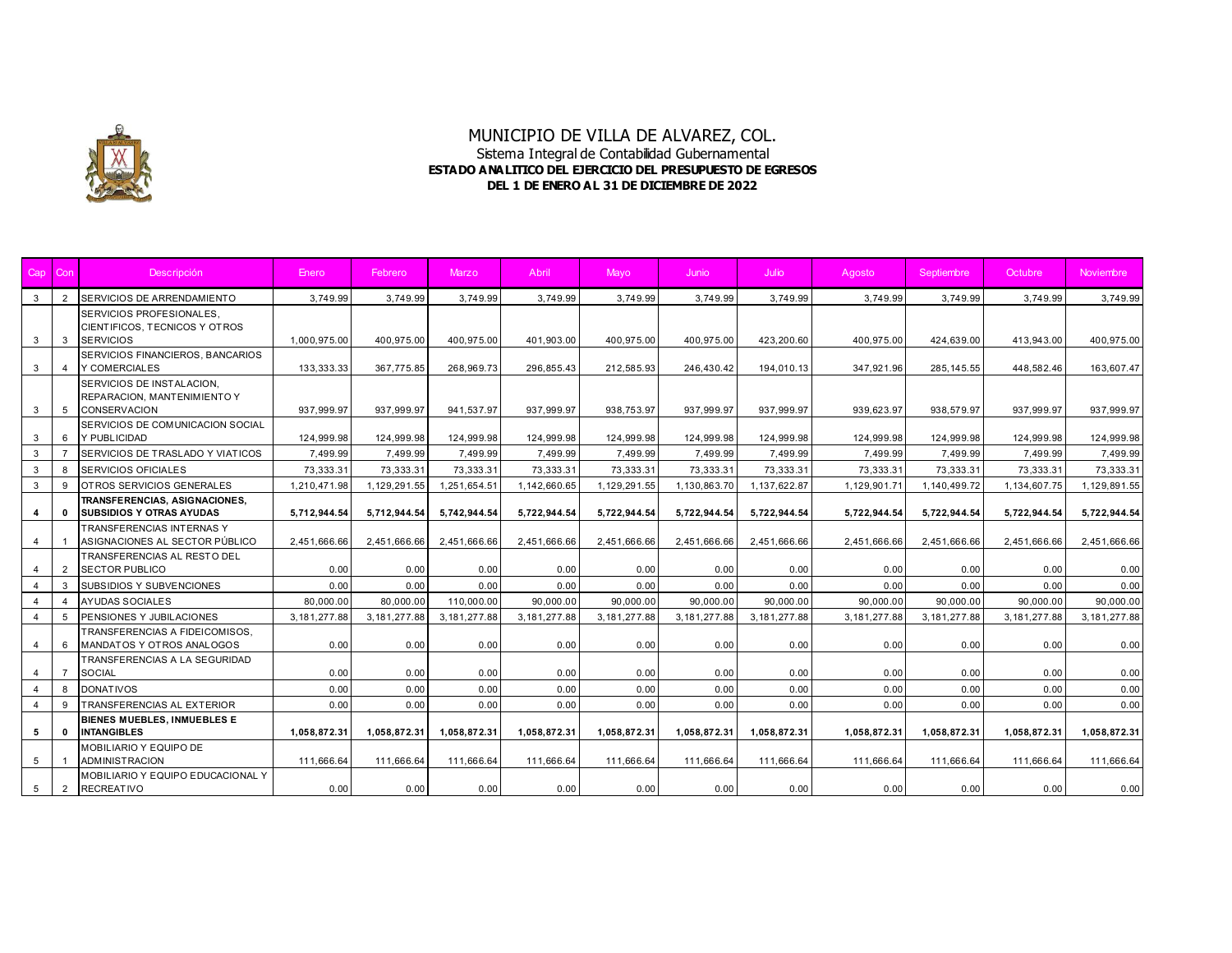# MUNICIPIO DE VILLA DE ALVAREZ, COL.

Sistema Integral de Contabilidad Gubernamental

**ESTADO ANALITICO DEL EJERCICIO DEL PRESUPUESTO DE EGRESOS**

**DEL 1 DE ENERO AL 31 DE DICIEMBRE DE 2022**

| Cap | Con | Descripción | Enero | Febrero | Marzo | Abril | Mayo | Junio | Julio | Agosto | Septiembre | Octubre | Noviembre |
|---|---|---|---|---|---|---|---|---|---|---|---|---|---|
| 3 | 2 | SERVICIOS DE ARRENDAMIENTO | 3,749.99 | 3,749.99 | 3,749.99 | 3,749.99 | 3,749.99 | 3,749.99 | 3,749.99 | 3,749.99 | 3,749.99 | 3,749.99 | 3,749.99 |
| 3 | 3 | SERVICIOS PROFESIONALES, CIENTIFICOS, TECNICOS Y OTROS SERVICIOS | 1,000,975.00 | 400,975.00 | 400,975.00 | 401,903.00 | 400,975.00 | 400,975.00 | 423,200.60 | 400,975.00 | 424,639.00 | 413,943.00 | 400,975.00 |
| 3 | 4 | SERVICIOS FINANCIEROS, BANCARIOS Y COMERCIALES | 133,333.33 | 367,775.85 | 268,969.73 | 296,855.43 | 212,585.93 | 246,430.42 | 194,010.13 | 347,921.96 | 285,145.55 | 448,582.46 | 163,607.47 |
| 3 | 5 | SERVICIOS DE INSTALACION, REPARACION, MANTENIMIENTO Y CONSERVACION | 937,999.97 | 937,999.97 | 941,537.97 | 937,999.97 | 938,753.97 | 937,999.97 | 937,999.97 | 939,623.97 | 938,579.97 | 937,999.97 | 937,999.97 |
| 3 | 6 | SERVICIOS DE COMUNICACION SOCIAL Y PUBLICIDAD | 124,999.98 | 124,999.98 | 124,999.98 | 124,999.98 | 124,999.98 | 124,999.98 | 124,999.98 | 124,999.98 | 124,999.98 | 124,999.98 | 124,999.98 |
| 3 | 7 | SERVICIOS DE TRASLADO Y VIATICOS | 7,499.99 | 7,499.99 | 7,499.99 | 7,499.99 | 7,499.99 | 7,499.99 | 7,499.99 | 7,499.99 | 7,499.99 | 7,499.99 | 7,499.99 |
| 3 | 8 | SERVICIOS OFICIALES | 73,333.31 | 73,333.31 | 73,333.31 | 73,333.31 | 73,333.31 | 73,333.31 | 73,333.31 | 73,333.31 | 73,333.31 | 73,333.31 | 73,333.31 |
| 3 | 9 | OTROS SERVICIOS GENERALES | 1,210,471.98 | 1,129,291.55 | 1,251,654.51 | 1,142,660.65 | 1,129,291.55 | 1,130,863.70 | 1,137,622.87 | 1,129,901.71 | 1,140,499.72 | 1,134,607.75 | 1,129,891.55 |
| **4** | **0** | **TRANSFERENCIAS, ASIGNACIONES, SUBSIDIOS Y OTRAS AYUDAS** | **5,712,944.54** | **5,712,944.54** | **5,742,944.54** | **5,722,944.54** | **5,722,944.54** | **5,722,944.54** | **5,722,944.54** | **5,722,944.54** | **5,722,944.54** | **5,722,944.54** | **5,722,944.54** |
| 4 | 1 | TRANSFERENCIAS INTERNAS Y ASIGNACIONES AL SECTOR PÚBLICO | 2,451,666.66 | 2,451,666.66 | 2,451,666.66 | 2,451,666.66 | 2,451,666.66 | 2,451,666.66 | 2,451,666.66 | 2,451,666.66 | 2,451,666.66 | 2,451,666.66 | 2,451,666.66 |
| 4 | 2 | TRANSFERENCIAS AL RESTO DEL SECTOR PUBLICO | 0.00 | 0.00 | 0.00 | 0.00 | 0.00 | 0.00 | 0.00 | 0.00 | 0.00 | 0.00 | 0.00 |
| 4 | 3 | SUBSIDIOS Y SUBVENCIONES | 0.00 | 0.00 | 0.00 | 0.00 | 0.00 | 0.00 | 0.00 | 0.00 | 0.00 | 0.00 | 0.00 |
| 4 | 4 | AYUDAS SOCIALES | 80,000.00 | 80,000.00 | 110,000.00 | 90,000.00 | 90,000.00 | 90,000.00 | 90,000.00 | 90,000.00 | 90,000.00 | 90,000.00 | 90,000.00 |
| 4 | 5 | PENSIONES Y JUBILACIONES | 3,181,277.88 | 3,181,277.88 | 3,181,277.88 | 3,181,277.88 | 3,181,277.88 | 3,181,277.88 | 3,181,277.88 | 3,181,277.88 | 3,181,277.88 | 3,181,277.88 | 3,181,277.88 |
| 4 | 6 | TRANSFERENCIAS A FIDEICOMISOS, MANDATOS Y OTROS ANALOGOS | 0.00 | 0.00 | 0.00 | 0.00 | 0.00 | 0.00 | 0.00 | 0.00 | 0.00 | 0.00 | 0.00 |
| 4 | 7 | TRANSFERENCIAS A LA SEGURIDAD SOCIAL | 0.00 | 0.00 | 0.00 | 0.00 | 0.00 | 0.00 | 0.00 | 0.00 | 0.00 | 0.00 | 0.00 |
| 4 | 8 | DONATIVOS | 0.00 | 0.00 | 0.00 | 0.00 | 0.00 | 0.00 | 0.00 | 0.00 | 0.00 | 0.00 | 0.00 |
| 4 | 9 | TRANSFERENCIAS AL EXTERIOR | 0.00 | 0.00 | 0.00 | 0.00 | 0.00 | 0.00 | 0.00 | 0.00 | 0.00 | 0.00 | 0.00 |
| **5** | **0** | **BIENES MUEBLES, INMUEBLES E INTANGIBLES** | **1,058,872.31** | **1,058,872.31** | **1,058,872.31** | **1,058,872.31** | **1,058,872.31** | **1,058,872.31** | **1,058,872.31** | **1,058,872.31** | **1,058,872.31** | **1,058,872.31** | **1,058,872.31** |
| 5 | 1 | MOBILIARIO Y EQUIPO DE ADMINISTRACION | 111,666.64 | 111,666.64 | 111,666.64 | 111,666.64 | 111,666.64 | 111,666.64 | 111,666.64 | 111,666.64 | 111,666.64 | 111,666.64 | 111,666.64 |
| 5 | 2 | MOBILIARIO Y EQUIPO EDUCACIONAL Y RECREATIVO | 0.00 | 0.00 | 0.00 | 0.00 | 0.00 | 0.00 | 0.00 | 0.00 | 0.00 | 0.00 | 0.00 |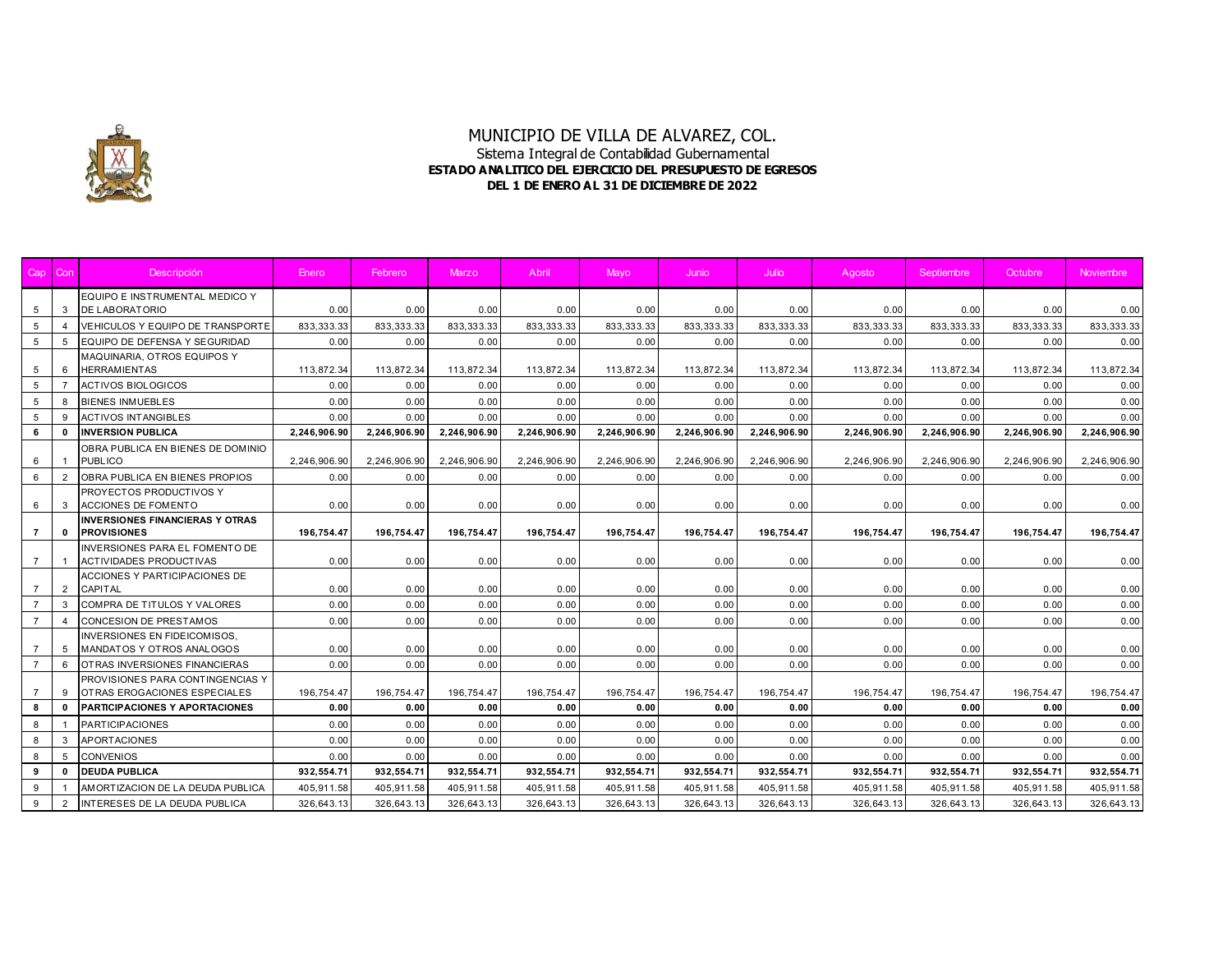# MUNICIPIO DE VILLA DE ALVAREZ, COL.

Sistema Integral de Contabilidad Gubernamental

**ESTADO ANALITICO DEL EJERCICIO DEL PRESUPUESTO DE EGRESOS**

**DEL 1 DE ENERO AL 31 DE DICIEMBRE DE 2022**

| Cap | Con | Descripción | Enero | Febrero | Marzo | Abril | Mayo | Junio | Julio | Agosto | Septiembre | Octubre | Noviembre |
|---|---|---|---|---|---|---|---|---|---|---|---|---|---|
| 5 | 3 | EQUIPO E INSTRUMENTAL MEDICO Y DE LABORATORIO | 0.00 | 0.00 | 0.00 | 0.00 | 0.00 | 0.00 | 0.00 | 0.00 | 0.00 | 0.00 | 0.00 |
| 5 | 4 | VEHICULOS Y EQUIPO DE TRANSPORTE | 833,333.33 | 833,333.33 | 833,333.33 | 833,333.33 | 833,333.33 | 833,333.33 | 833,333.33 | 833,333.33 | 833,333.33 | 833,333.33 | 833,333.33 |
| 5 | 5 | EQUIPO DE DEFENSA Y SEGURIDAD | 0.00 | 0.00 | 0.00 | 0.00 | 0.00 | 0.00 | 0.00 | 0.00 | 0.00 | 0.00 | 0.00 |
| 5 | 6 | MAQUINARIA, OTROS EQUIPOS Y HERRAMIENTAS | 113,872.34 | 113,872.34 | 113,872.34 | 113,872.34 | 113,872.34 | 113,872.34 | 113,872.34 | 113,872.34 | 113,872.34 | 113,872.34 | 113,872.34 |
| 5 | 7 | ACTIVOS BIOLOGICOS | 0.00 | 0.00 | 0.00 | 0.00 | 0.00 | 0.00 | 0.00 | 0.00 | 0.00 | 0.00 | 0.00 |
| 5 | 8 | BIENES INMUEBLES | 0.00 | 0.00 | 0.00 | 0.00 | 0.00 | 0.00 | 0.00 | 0.00 | 0.00 | 0.00 | 0.00 |
| 5 | 9 | ACTIVOS INTANGIBLES | 0.00 | 0.00 | 0.00 | 0.00 | 0.00 | 0.00 | 0.00 | 0.00 | 0.00 | 0.00 | 0.00 |
| **6** | **0** | **INVERSION PUBLICA** | **2,246,906.90** | **2,246,906.90** | **2,246,906.90** | **2,246,906.90** | **2,246,906.90** | **2,246,906.90** | **2,246,906.90** | **2,246,906.90** | **2,246,906.90** | **2,246,906.90** | **2,246,906.90** |
| 6 | 1 | OBRA PUBLICA EN BIENES DE DOMINIO PUBLICO | 2,246,906.90 | 2,246,906.90 | 2,246,906.90 | 2,246,906.90 | 2,246,906.90 | 2,246,906.90 | 2,246,906.90 | 2,246,906.90 | 2,246,906.90 | 2,246,906.90 | 2,246,906.90 |
| 6 | 2 | OBRA PUBLICA EN BIENES PROPIOS | 0.00 | 0.00 | 0.00 | 0.00 | 0.00 | 0.00 | 0.00 | 0.00 | 0.00 | 0.00 | 0.00 |
| 6 | 3 | PROYECTOS PRODUCTIVOS Y ACCIONES DE FOMENTO | 0.00 | 0.00 | 0.00 | 0.00 | 0.00 | 0.00 | 0.00 | 0.00 | 0.00 | 0.00 | 0.00 |
| **7** | **0** | **INVERSIONES FINANCIERAS Y OTRAS PROVISIONES** | **196,754.47** | **196,754.47** | **196,754.47** | **196,754.47** | **196,754.47** | **196,754.47** | **196,754.47** | **196,754.47** | **196,754.47** | **196,754.47** | **196,754.47** |
| 7 | 1 | INVERSIONES PARA EL FOMENTO DE ACTIVIDADES PRODUCTIVAS | 0.00 | 0.00 | 0.00 | 0.00 | 0.00 | 0.00 | 0.00 | 0.00 | 0.00 | 0.00 | 0.00 |
| 7 | 2 | ACCIONES Y PARTICIPACIONES DE CAPITAL | 0.00 | 0.00 | 0.00 | 0.00 | 0.00 | 0.00 | 0.00 | 0.00 | 0.00 | 0.00 | 0.00 |
| 7 | 3 | COMPRA DE TITULOS Y VALORES | 0.00 | 0.00 | 0.00 | 0.00 | 0.00 | 0.00 | 0.00 | 0.00 | 0.00 | 0.00 | 0.00 |
| 7 | 4 | CONCESION DE PRESTAMOS | 0.00 | 0.00 | 0.00 | 0.00 | 0.00 | 0.00 | 0.00 | 0.00 | 0.00 | 0.00 | 0.00 |
| 7 | 5 | INVERSIONES EN FIDEICOMISOS, MANDATOS Y OTROS ANALOGOS | 0.00 | 0.00 | 0.00 | 0.00 | 0.00 | 0.00 | 0.00 | 0.00 | 0.00 | 0.00 | 0.00 |
| 7 | 6 | OTRAS INVERSIONES FINANCIERAS | 0.00 | 0.00 | 0.00 | 0.00 | 0.00 | 0.00 | 0.00 | 0.00 | 0.00 | 0.00 | 0.00 |
| 7 | 9 | PROVISIONES PARA CONTINGENCIAS Y OTRAS EROGACIONES ESPECIALES | 196,754.47 | 196,754.47 | 196,754.47 | 196,754.47 | 196,754.47 | 196,754.47 | 196,754.47 | 196,754.47 | 196,754.47 | 196,754.47 | 196,754.47 |
| **8** | **0** | **PARTICIPACIONES Y APORTACIONES** | **0.00** | **0.00** | **0.00** | **0.00** | **0.00** | **0.00** | **0.00** | **0.00** | **0.00** | **0.00** | **0.00** |
| 8 | 1 | PARTICIPACIONES | 0.00 | 0.00 | 0.00 | 0.00 | 0.00 | 0.00 | 0.00 | 0.00 | 0.00 | 0.00 | 0.00 |
| 8 | 3 | APORTACIONES | 0.00 | 0.00 | 0.00 | 0.00 | 0.00 | 0.00 | 0.00 | 0.00 | 0.00 | 0.00 | 0.00 |
| 8 | 5 | CONVENIOS | 0.00 | 0.00 | 0.00 | 0.00 | 0.00 | 0.00 | 0.00 | 0.00 | 0.00 | 0.00 | 0.00 |
| **9** | **0** | **DEUDA PUBLICA** | **932,554.71** | **932,554.71** | **932,554.71** | **932,554.71** | **932,554.71** | **932,554.71** | **932,554.71** | **932,554.71** | **932,554.71** | **932,554.71** | **932,554.71** |
| 9 | 1 | AMORTIZACION DE LA DEUDA PUBLICA | 405,911.58 | 405,911.58 | 405,911.58 | 405,911.58 | 405,911.58 | 405,911.58 | 405,911.58 | 405,911.58 | 405,911.58 | 405,911.58 | 405,911.58 |
| 9 | 2 | INTERESES DE LA DEUDA PUBLICA | 326,643.13 | 326,643.13 | 326,643.13 | 326,643.13 | 326,643.13 | 326,643.13 | 326,643.13 | 326,643.13 | 326,643.13 | 326,643.13 | 326,643.13 |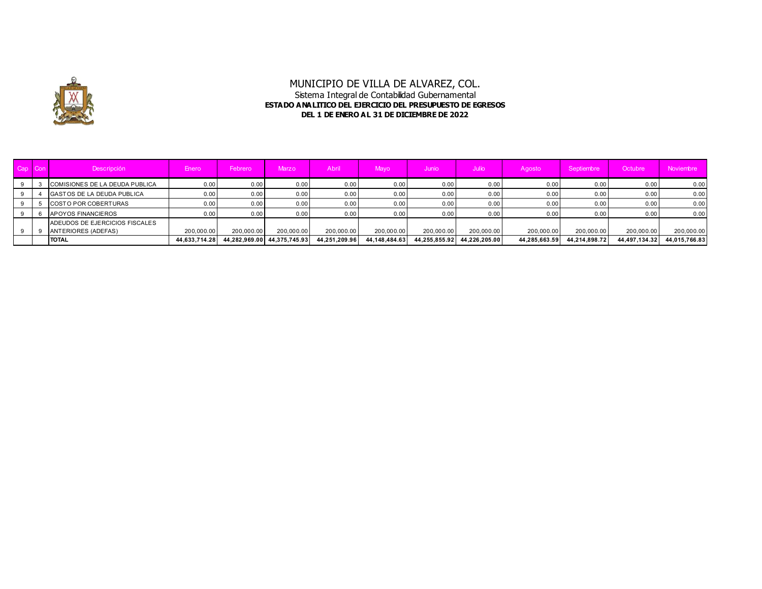# MUNICIPIO DE VILLA DE ALVAREZ, COL.

Sistema Integral de Contabilidad Gubernamental

**ESTADO ANALITICO DEL EJERCICIO DEL PRESUPUESTO DE EGRESOS**

**DEL 1 DE ENERO AL 31 DE DICIEMBRE DE 2022**

| Cap | Con | Descripción | Enero | Febrero | Marzo | Abril | Mayo | Junio | Julio | Agosto | Septiembre | Octubre | Noviembre |
|---|---|---|---|---|---|---|---|---|---|---|---|---|---|
| 9 | 3 | COMISIONES DE LA DEUDA PUBLICA | 0.00 | 0.00 | 0.00 | 0.00 | 0.00 | 0.00 | 0.00 | 0.00 | 0.00 | 0.00 | 0.00 |
| 9 | 4 | GASTOS DE LA DEUDA PUBLICA | 0.00 | 0.00 | 0.00 | 0.00 | 0.00 | 0.00 | 0.00 | 0.00 | 0.00 | 0.00 | 0.00 |
| 9 | 5 | COSTO POR COBERTURAS | 0.00 | 0.00 | 0.00 | 0.00 | 0.00 | 0.00 | 0.00 | 0.00 | 0.00 | 0.00 | 0.00 |
| 9 | 6 | APOYOS FINANCIEROS | 0.00 | 0.00 | 0.00 | 0.00 | 0.00 | 0.00 | 0.00 | 0.00 | 0.00 | 0.00 | 0.00 |
| 9 | 9 | ADEUDOS DE EJERCICIOS FISCALES ANTERIORES (ADEFAS) | 200,000.00 | 200,000.00 | 200,000.00 | 200,000.00 | 200,000.00 | 200,000.00 | 200,000.00 | 200,000.00 | 200,000.00 | 200,000.00 | 200,000.00 |
| | | **TOTAL** | **44,633,714.28** | **44,282,969.00** | **44,375,745.93** | **44,251,209.96** | **44,148,484.63** | **44,255,855.92** | **44,226,205.00** | **44,285,663.59** | **44,214,898.72** | **44,497,134.32** | **44,015,766.83** |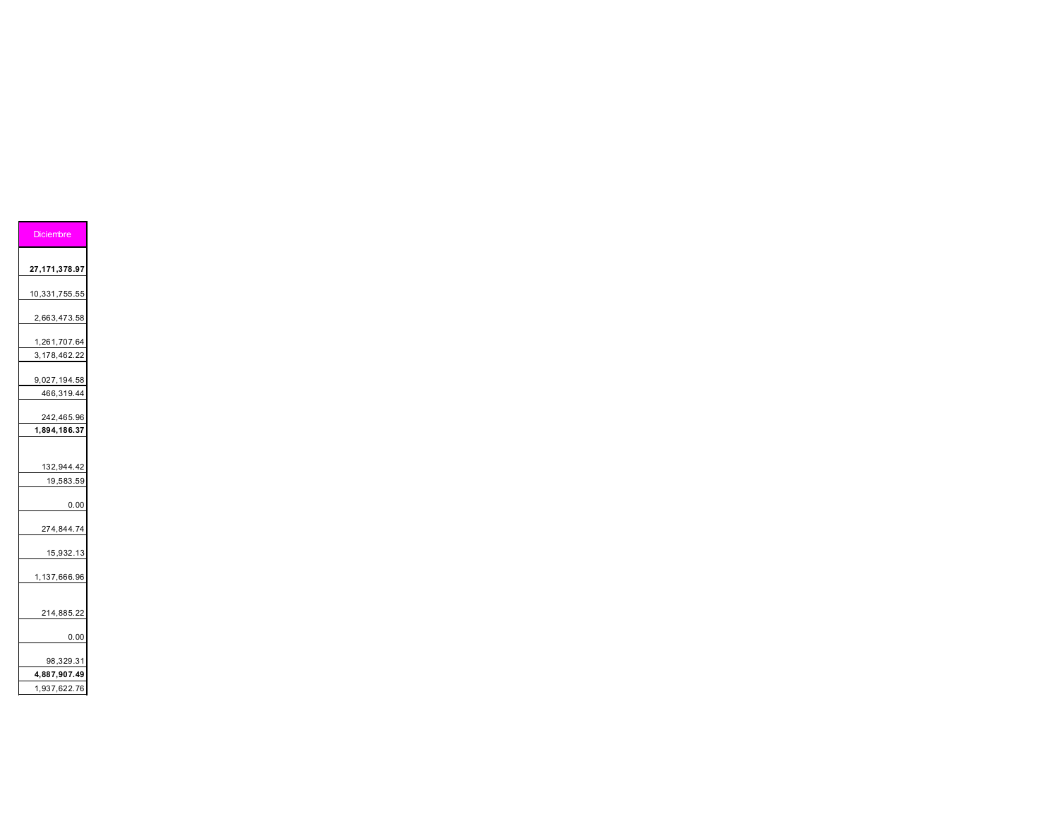| Diciembre |
| --- |
| **27,171,378.97** |
| 10,331,755.55 |
| 2,663,473.58 |
| 1,261,707.64 |
| 3,178,462.22 |
| 9,027,194.58 |
| 466,319.44 |
| 242,465.96 |
| **1,894,186.37** |
| 132,944.42 |
| 19,583.59 |
| 0.00 |
| 274,844.74 |
| 15,932.13 |
| 1,137,666.96 |
| 214,885.22 |
| 0.00 |
| 98,329.31 |
| **4,887,907.49** |
| 1,937,622.76 |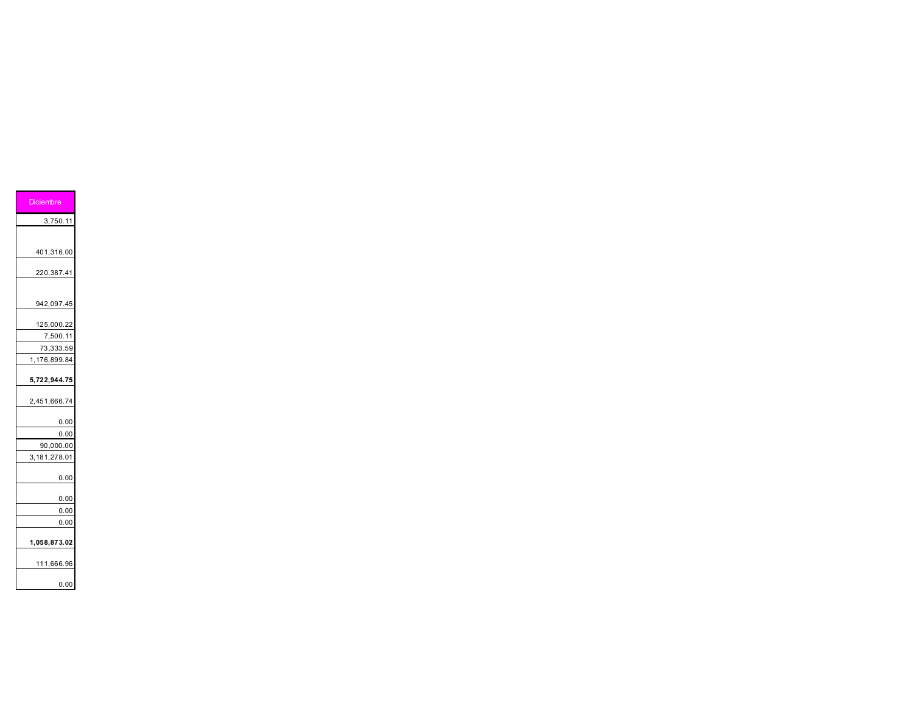| Diciembre |
| ---: |
| 3,750.11 |
| 401,316.00 |
| 220,387.41 |
| 942,097.45 |
| 125,000.22 |
| 7,500.11 |
| 73,333.59 |
| 1,176,899.84 |
| **5,722,944.75** |
| 2,451,666.74 |
| 0.00 |
| 0.00 |
| 90,000.00 |
| 3,181,278.01 |
| 0.00 |
| 0.00 |
| 0.00 |
| 0.00 |
| **1,058,873.02** |
| 111,666.96 |
| 0.00 |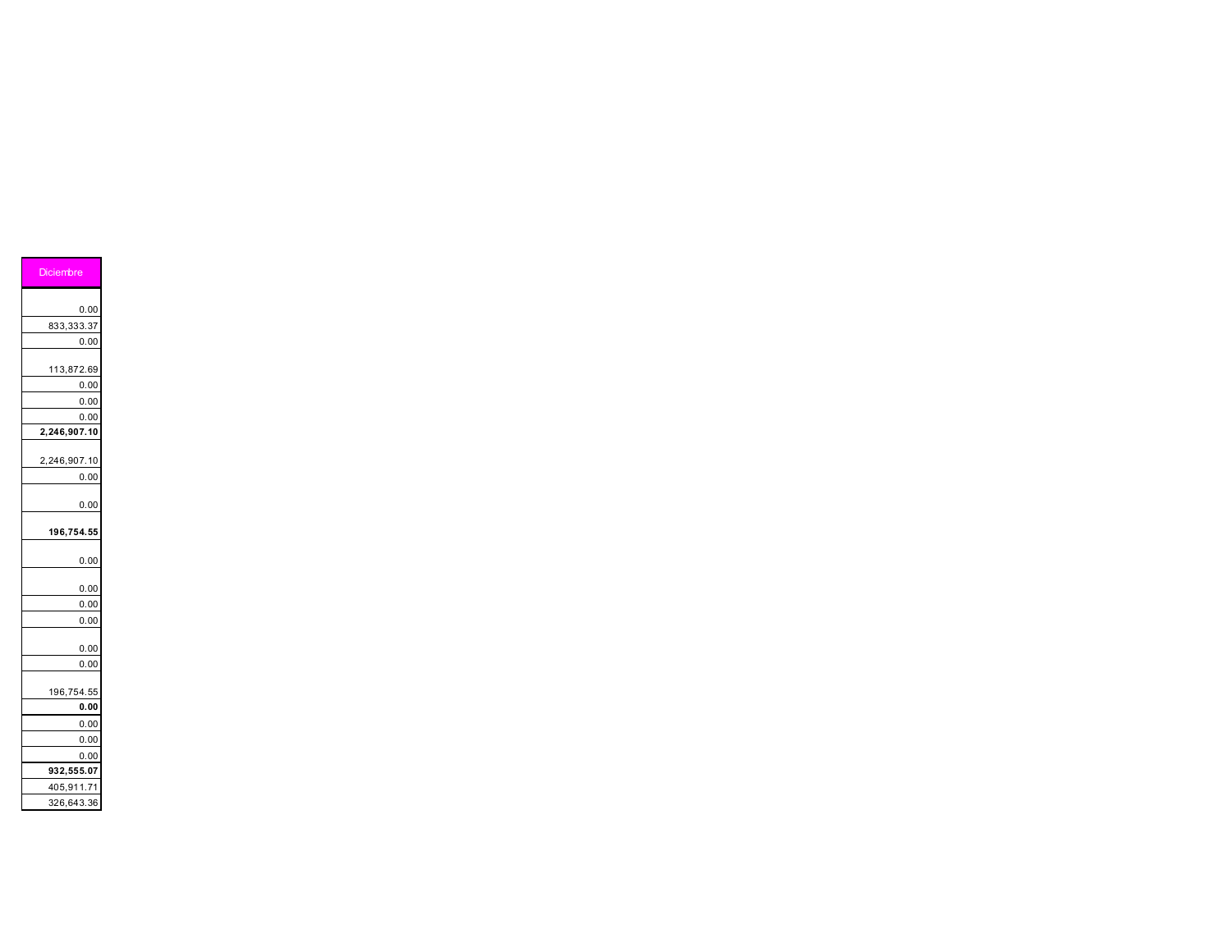| Diciembre |
| ---: |
| 0.00 |
| 833,333.37 |
| 0.00 |
| 113,872.69 |
| 0.00 |
| 0.00 |
| 0.00 |
| **2,246,907.10** |
| 2,246,907.10 |
| 0.00 |
| 0.00 |
| **196,754.55** |
| 0.00 |
| 0.00 |
| 0.00 |
| 0.00 |
| 0.00 |
| 0.00 |
| 196,754.55 |
| **0.00** |
| 0.00 |
| 0.00 |
| 0.00 |
| **932,555.07** |
| 405,911.71 |
| 326,643.36 |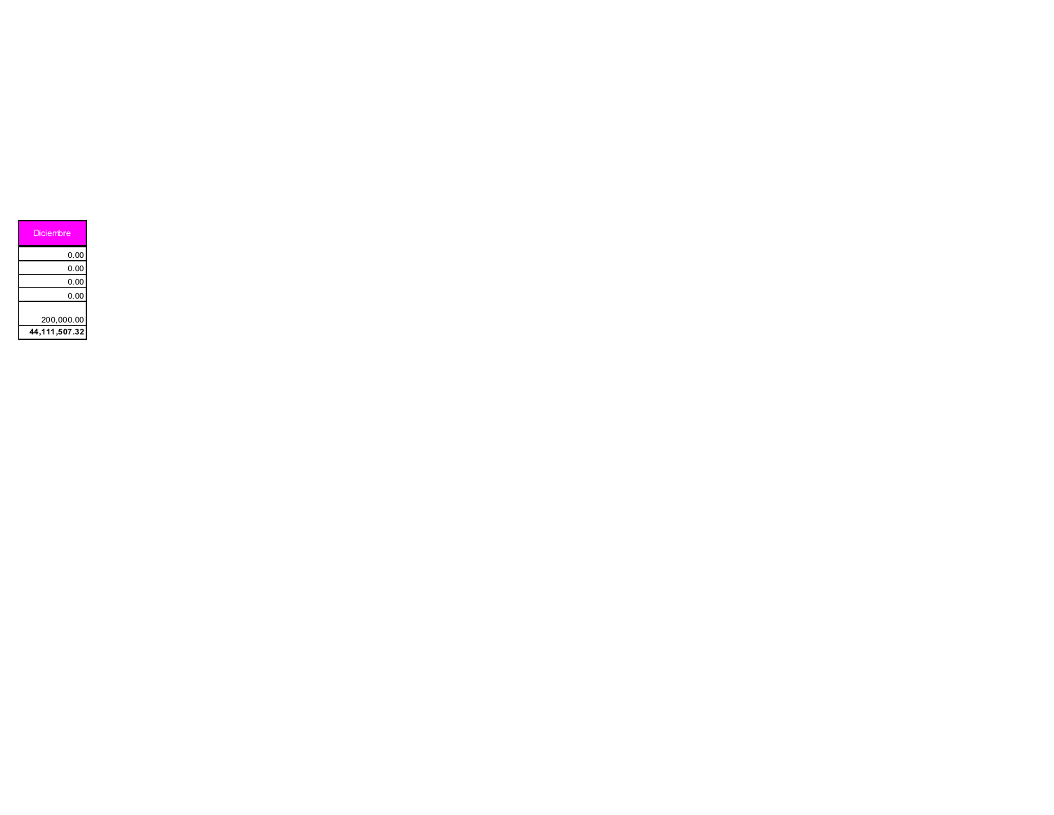| Diciembre |
|---|
| 0.00 |
| 0.00 |
| 0.00 |
| 0.00 |
| 200,000.00 |
| **44,111,507.32** |